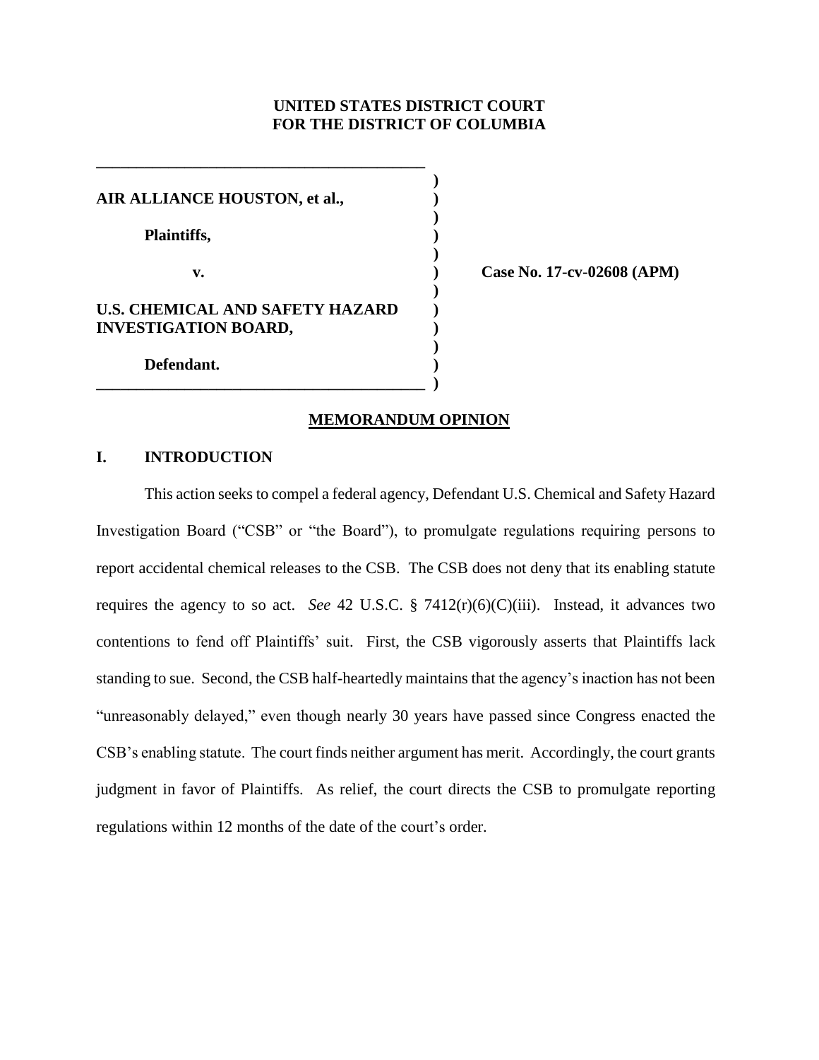**UNITED STATES DISTRICT COURT**
**FOR THE DISTRICT OF COLUMBIA**

**AIR ALLIANCE HOUSTON, et al.,**

**Plaintiffs,**

**v.**

**U.S. CHEMICAL AND SAFETY HAZARD INVESTIGATION BOARD,**

**Defendant.**

**Case No. 17-cv-02608 (APM)**

## MEMORANDUM OPINION

### I. INTRODUCTION

This action seeks to compel a federal agency, Defendant U.S. Chemical and Safety Hazard Investigation Board ("CSB" or "the Board"), to promulgate regulations requiring persons to report accidental chemical releases to the CSB. The CSB does not deny that its enabling statute requires the agency to so act. *See* 42 U.S.C. § 7412(r)(6)(C)(iii). Instead, it advances two contentions to fend off Plaintiffs' suit. First, the CSB vigorously asserts that Plaintiffs lack standing to sue. Second, the CSB half-heartedly maintains that the agency's inaction has not been "unreasonably delayed," even though nearly 30 years have passed since Congress enacted the CSB's enabling statute. The court finds neither argument has merit. Accordingly, the court grants judgment in favor of Plaintiffs. As relief, the court directs the CSB to promulgate reporting regulations within 12 months of the date of the court's order.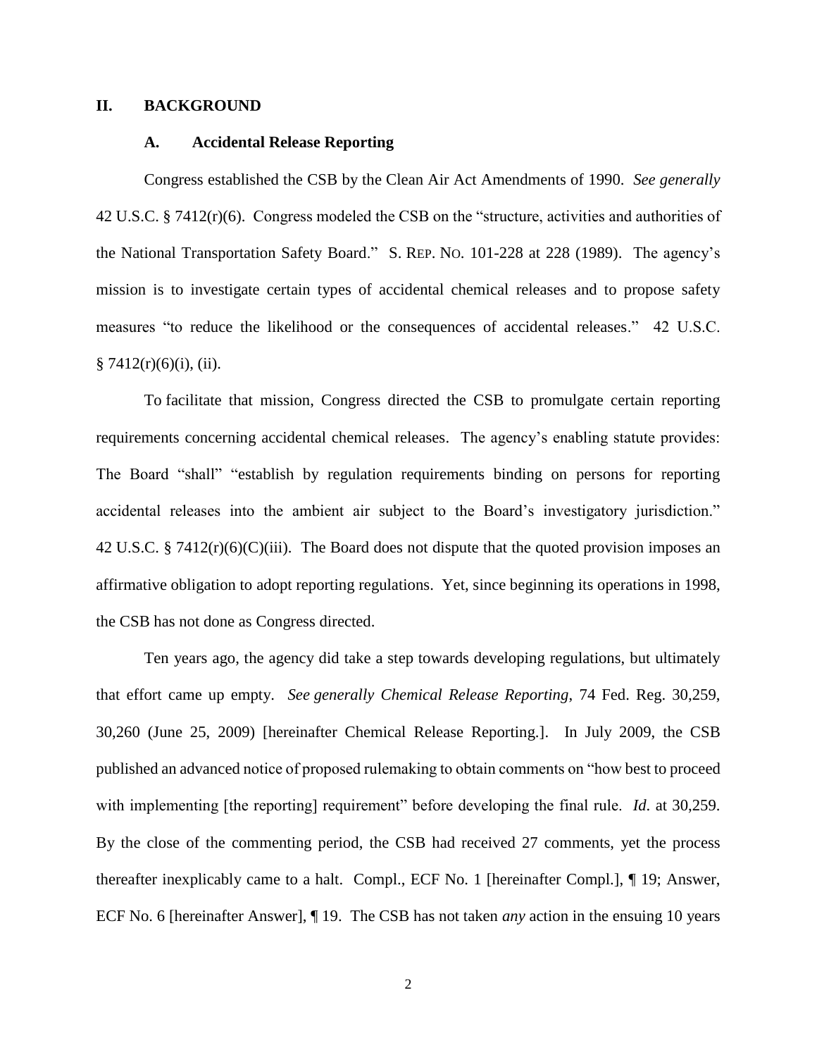## II. BACKGROUND

### A. Accidental Release Reporting

Congress established the CSB by the Clean Air Act Amendments of 1990. *See generally* 42 U.S.C. § 7412(r)(6). Congress modeled the CSB on the "structure, activities and authorities of the National Transportation Safety Board." S. REP. NO. 101-228 at 228 (1989). The agency's mission is to investigate certain types of accidental chemical releases and to propose safety measures "to reduce the likelihood or the consequences of accidental releases." 42 U.S.C. § 7412(r)(6)(i), (ii).

To facilitate that mission, Congress directed the CSB to promulgate certain reporting requirements concerning accidental chemical releases. The agency's enabling statute provides: The Board "shall" "establish by regulation requirements binding on persons for reporting accidental releases into the ambient air subject to the Board's investigatory jurisdiction." 42 U.S.C. § 7412(r)(6)(C)(iii). The Board does not dispute that the quoted provision imposes an affirmative obligation to adopt reporting regulations. Yet, since beginning its operations in 1998, the CSB has not done as Congress directed.

Ten years ago, the agency did take a step towards developing regulations, but ultimately that effort came up empty. *See generally Chemical Release Reporting*, 74 Fed. Reg. 30,259, 30,260 (June 25, 2009) [hereinafter Chemical Release Reporting.]. In July 2009, the CSB published an advanced notice of proposed rulemaking to obtain comments on "how best to proceed with implementing [the reporting] requirement" before developing the final rule. *Id*. at 30,259. By the close of the commenting period, the CSB had received 27 comments, yet the process thereafter inexplicably came to a halt. Compl., ECF No. 1 [hereinafter Compl.], ¶ 19; Answer, ECF No. 6 [hereinafter Answer], ¶ 19. The CSB has not taken *any* action in the ensuing 10 years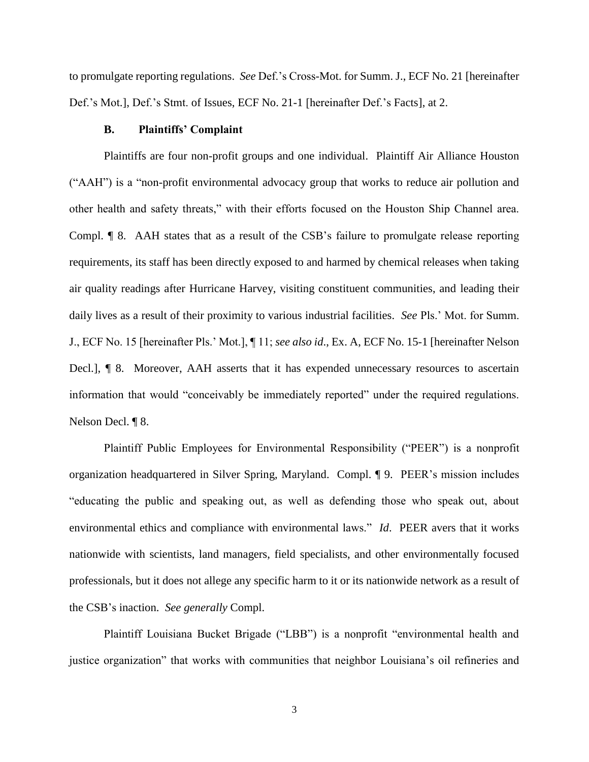to promulgate reporting regulations. *See* Def.'s Cross-Mot. for Summ. J., ECF No. 21 [hereinafter Def.'s Mot.], Def.'s Stmt. of Issues, ECF No. 21-1 [hereinafter Def.'s Facts], at 2.

### B. Plaintiffs' Complaint

Plaintiffs are four non-profit groups and one individual. Plaintiff Air Alliance Houston ("AAH") is a "non-profit environmental advocacy group that works to reduce air pollution and other health and safety threats," with their efforts focused on the Houston Ship Channel area. Compl. ¶ 8. AAH states that as a result of the CSB's failure to promulgate release reporting requirements, its staff has been directly exposed to and harmed by chemical releases when taking air quality readings after Hurricane Harvey, visiting constituent communities, and leading their daily lives as a result of their proximity to various industrial facilities. *See* Pls.' Mot. for Summ. J., ECF No. 15 [hereinafter Pls.' Mot.], ¶ 11; *see also id*., Ex. A, ECF No. 15-1 [hereinafter Nelson Decl.], ¶ 8. Moreover, AAH asserts that it has expended unnecessary resources to ascertain information that would "conceivably be immediately reported" under the required regulations. Nelson Decl. ¶ 8.

Plaintiff Public Employees for Environmental Responsibility ("PEER") is a nonprofit organization headquartered in Silver Spring, Maryland. Compl. ¶ 9. PEER's mission includes "educating the public and speaking out, as well as defending those who speak out, about environmental ethics and compliance with environmental laws." *Id*. PEER avers that it works nationwide with scientists, land managers, field specialists, and other environmentally focused professionals, but it does not allege any specific harm to it or its nationwide network as a result of the CSB's inaction. *See generally* Compl.

Plaintiff Louisiana Bucket Brigade ("LBB") is a nonprofit "environmental health and justice organization" that works with communities that neighbor Louisiana's oil refineries and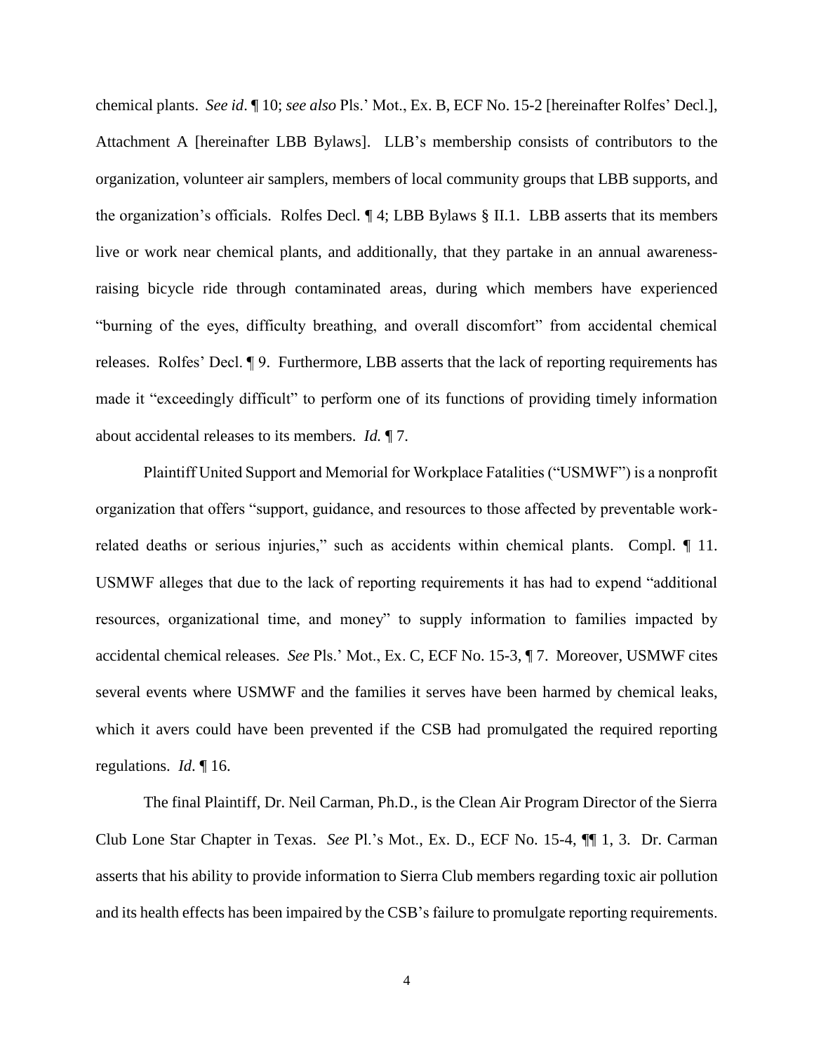chemical plants. *See id*. ¶ 10; *see also* Pls.' Mot., Ex. B, ECF No. 15-2 [hereinafter Rolfes' Decl.], Attachment A [hereinafter LBB Bylaws]. LLB's membership consists of contributors to the organization, volunteer air samplers, members of local community groups that LBB supports, and the organization's officials. Rolfes Decl. ¶ 4; LBB Bylaws § II.1. LBB asserts that its members live or work near chemical plants, and additionally, that they partake in an annual awareness-raising bicycle ride through contaminated areas, during which members have experienced "burning of the eyes, difficulty breathing, and overall discomfort" from accidental chemical releases. Rolfes' Decl. ¶ 9. Furthermore, LBB asserts that the lack of reporting requirements has made it "exceedingly difficult" to perform one of its functions of providing timely information about accidental releases to its members. *Id.* ¶ 7.

Plaintiff United Support and Memorial for Workplace Fatalities ("USMWF") is a nonprofit organization that offers "support, guidance, and resources to those affected by preventable work-related deaths or serious injuries," such as accidents within chemical plants. Compl. ¶ 11. USMWF alleges that due to the lack of reporting requirements it has had to expend "additional resources, organizational time, and money" to supply information to families impacted by accidental chemical releases. *See* Pls.' Mot., Ex. C, ECF No. 15-3, ¶ 7. Moreover, USMWF cites several events where USMWF and the families it serves have been harmed by chemical leaks, which it avers could have been prevented if the CSB had promulgated the required reporting regulations. *Id*. ¶ 16.

The final Plaintiff, Dr. Neil Carman, Ph.D., is the Clean Air Program Director of the Sierra Club Lone Star Chapter in Texas. *See* Pl.'s Mot., Ex. D., ECF No. 15-4, ¶¶ 1, 3. Dr. Carman asserts that his ability to provide information to Sierra Club members regarding toxic air pollution and its health effects has been impaired by the CSB's failure to promulgate reporting requirements.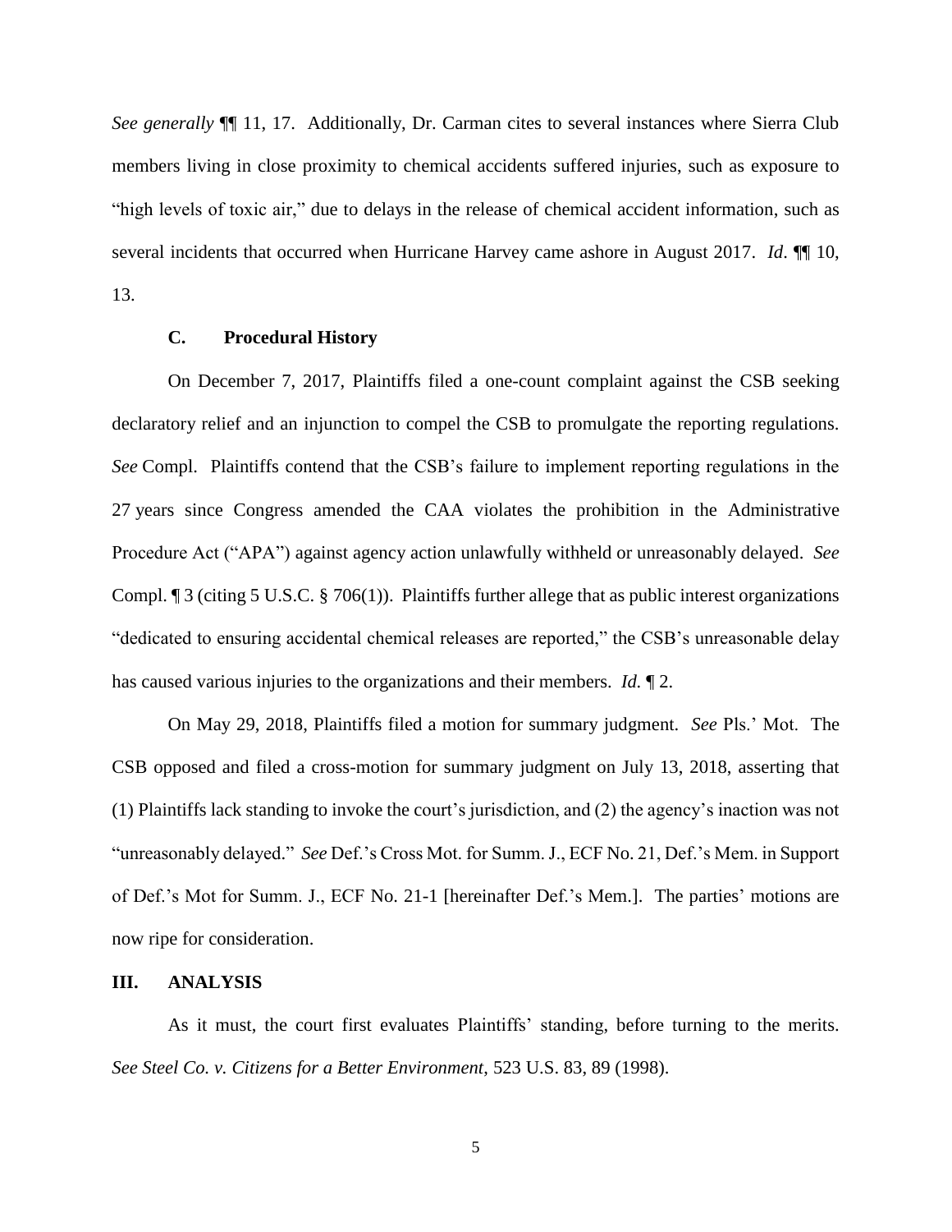*See generally* ¶¶ 11, 17. Additionally, Dr. Carman cites to several instances where Sierra Club members living in close proximity to chemical accidents suffered injuries, such as exposure to "high levels of toxic air," due to delays in the release of chemical accident information, such as several incidents that occurred when Hurricane Harvey came ashore in August 2017. *Id*. ¶¶ 10, 13.

### C. Procedural History

On December 7, 2017, Plaintiffs filed a one-count complaint against the CSB seeking declaratory relief and an injunction to compel the CSB to promulgate the reporting regulations. *See* Compl. Plaintiffs contend that the CSB's failure to implement reporting regulations in the 27 years since Congress amended the CAA violates the prohibition in the Administrative Procedure Act ("APA") against agency action unlawfully withheld or unreasonably delayed. *See* Compl. ¶ 3 (citing 5 U.S.C. § 706(1)). Plaintiffs further allege that as public interest organizations "dedicated to ensuring accidental chemical releases are reported," the CSB's unreasonable delay has caused various injuries to the organizations and their members. *Id.* ¶ 2.

On May 29, 2018, Plaintiffs filed a motion for summary judgment. *See* Pls.' Mot. The CSB opposed and filed a cross-motion for summary judgment on July 13, 2018, asserting that (1) Plaintiffs lack standing to invoke the court's jurisdiction, and (2) the agency's inaction was not "unreasonably delayed." *See* Def.'s Cross Mot. for Summ. J., ECF No. 21, Def.'s Mem. in Support of Def.'s Mot for Summ. J., ECF No. 21-1 [hereinafter Def.'s Mem.]. The parties' motions are now ripe for consideration.

## III. ANALYSIS

As it must, the court first evaluates Plaintiffs' standing, before turning to the merits. *See Steel Co. v. Citizens for a Better Environment*, 523 U.S. 83, 89 (1998).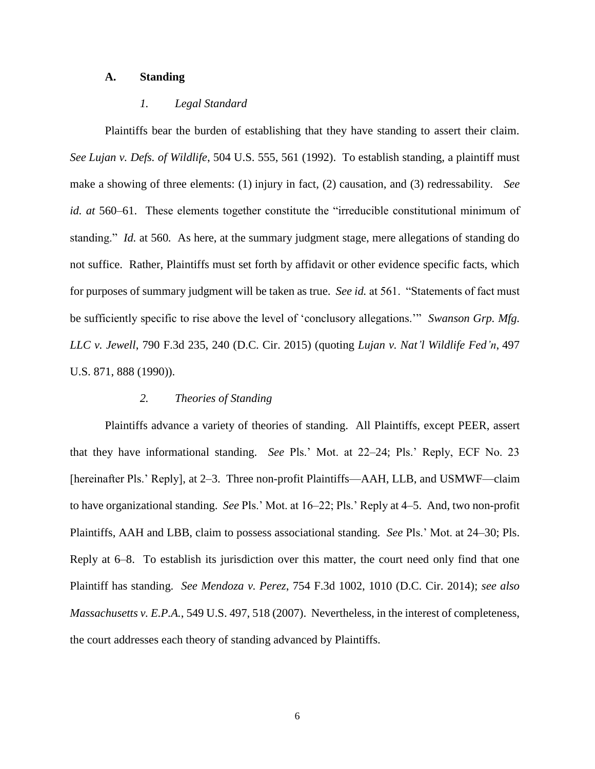### A. Standing

#### *1. Legal Standard*

Plaintiffs bear the burden of establishing that they have standing to assert their claim. *See Lujan v. Defs. of Wildlife*, 504 U.S. 555, 561 (1992). To establish standing, a plaintiff must make a showing of three elements: (1) injury in fact, (2) causation, and (3) redressability. *See id. at* 560–61. These elements together constitute the "irreducible constitutional minimum of standing." *Id.* at 560. As here, at the summary judgment stage, mere allegations of standing do not suffice. Rather, Plaintiffs must set forth by affidavit or other evidence specific facts, which for purposes of summary judgment will be taken as true. *See id.* at 561. "Statements of fact must be sufficiently specific to rise above the level of 'conclusory allegations.'" *Swanson Grp. Mfg. LLC v. Jewell*, 790 F.3d 235, 240 (D.C. Cir. 2015) (quoting *Lujan v. Nat'l Wildlife Fed'n*, 497 U.S. 871, 888 (1990)).

#### *2. Theories of Standing*

Plaintiffs advance a variety of theories of standing. All Plaintiffs, except PEER, assert that they have informational standing. *See* Pls.' Mot. at 22–24; Pls.' Reply, ECF No. 23 [hereinafter Pls.' Reply], at 2–3. Three non-profit Plaintiffs—AAH, LLB, and USMWF—claim to have organizational standing. *See* Pls.' Mot. at 16–22; Pls.' Reply at 4–5. And, two non-profit Plaintiffs, AAH and LBB, claim to possess associational standing. *See* Pls.' Mot. at 24–30; Pls. Reply at 6–8. To establish its jurisdiction over this matter, the court need only find that one Plaintiff has standing. *See Mendoza v. Perez*, 754 F.3d 1002, 1010 (D.C. Cir. 2014); *see also Massachusetts v. E.P.A.*, 549 U.S. 497, 518 (2007). Nevertheless, in the interest of completeness, the court addresses each theory of standing advanced by Plaintiffs.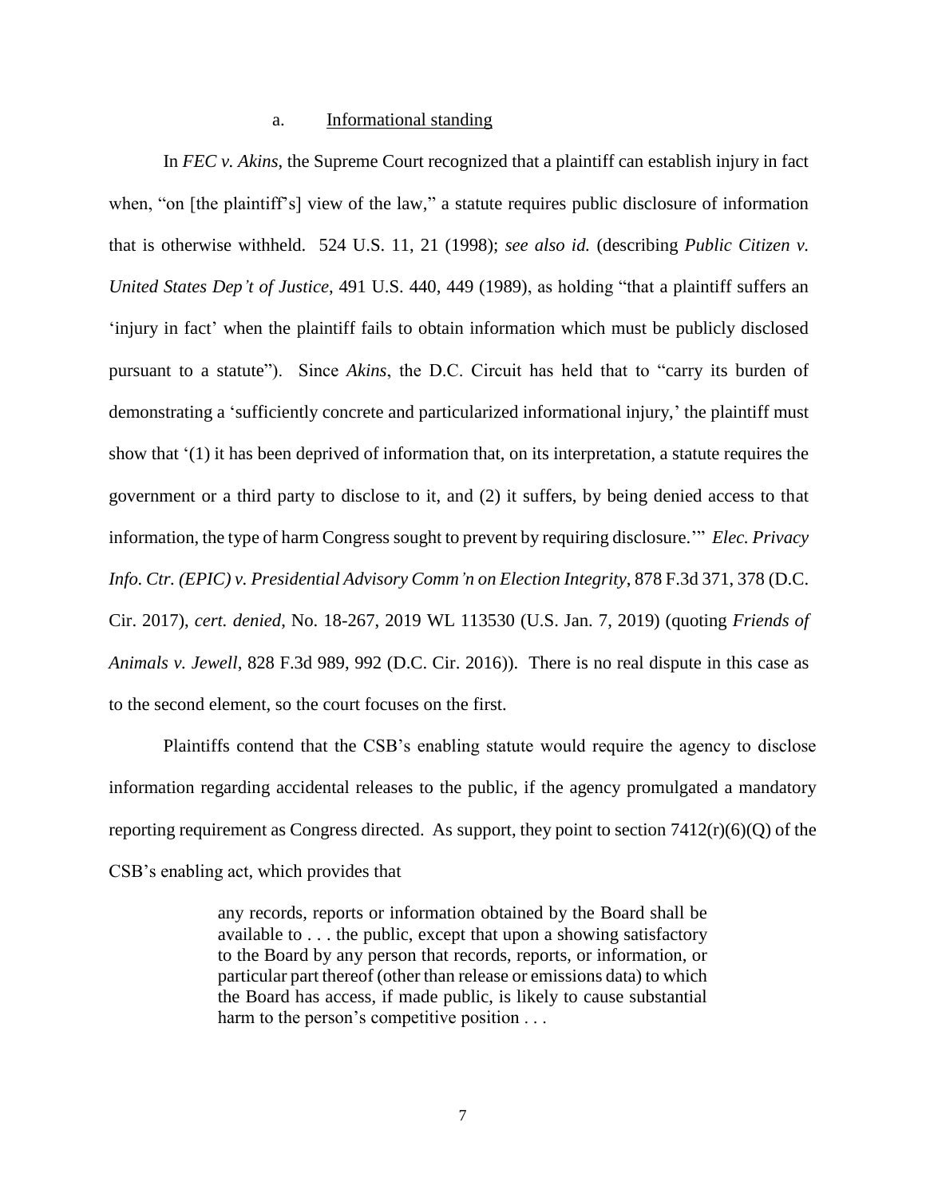### a. Informational standing

In *FEC v. Akins*, the Supreme Court recognized that a plaintiff can establish injury in fact when, "on [the plaintiff's] view of the law," a statute requires public disclosure of information that is otherwise withheld. 524 U.S. 11, 21 (1998); *see also id.* (describing *Public Citizen v. United States Dep't of Justice*, 491 U.S. 440, 449 (1989), as holding "that a plaintiff suffers an 'injury in fact' when the plaintiff fails to obtain information which must be publicly disclosed pursuant to a statute"). Since *Akins*, the D.C. Circuit has held that to "carry its burden of demonstrating a 'sufficiently concrete and particularized informational injury,' the plaintiff must show that '(1) it has been deprived of information that, on its interpretation, a statute requires the government or a third party to disclose to it, and (2) it suffers, by being denied access to that information, the type of harm Congress sought to prevent by requiring disclosure.'" *Elec. Privacy Info. Ctr. (EPIC) v. Presidential Advisory Comm'n on Election Integrity*, 878 F.3d 371, 378 (D.C. Cir. 2017), *cert. denied*, No. 18-267, 2019 WL 113530 (U.S. Jan. 7, 2019) (quoting *Friends of Animals v. Jewell*, 828 F.3d 989, 992 (D.C. Cir. 2016)). There is no real dispute in this case as to the second element, so the court focuses on the first.

Plaintiffs contend that the CSB's enabling statute would require the agency to disclose information regarding accidental releases to the public, if the agency promulgated a mandatory reporting requirement as Congress directed. As support, they point to section 7412(r)(6)(Q) of the CSB's enabling act, which provides that

> any records, reports or information obtained by the Board shall be available to . . . the public, except that upon a showing satisfactory to the Board by any person that records, reports, or information, or particular part thereof (other than release or emissions data) to which the Board has access, if made public, is likely to cause substantial harm to the person's competitive position . . .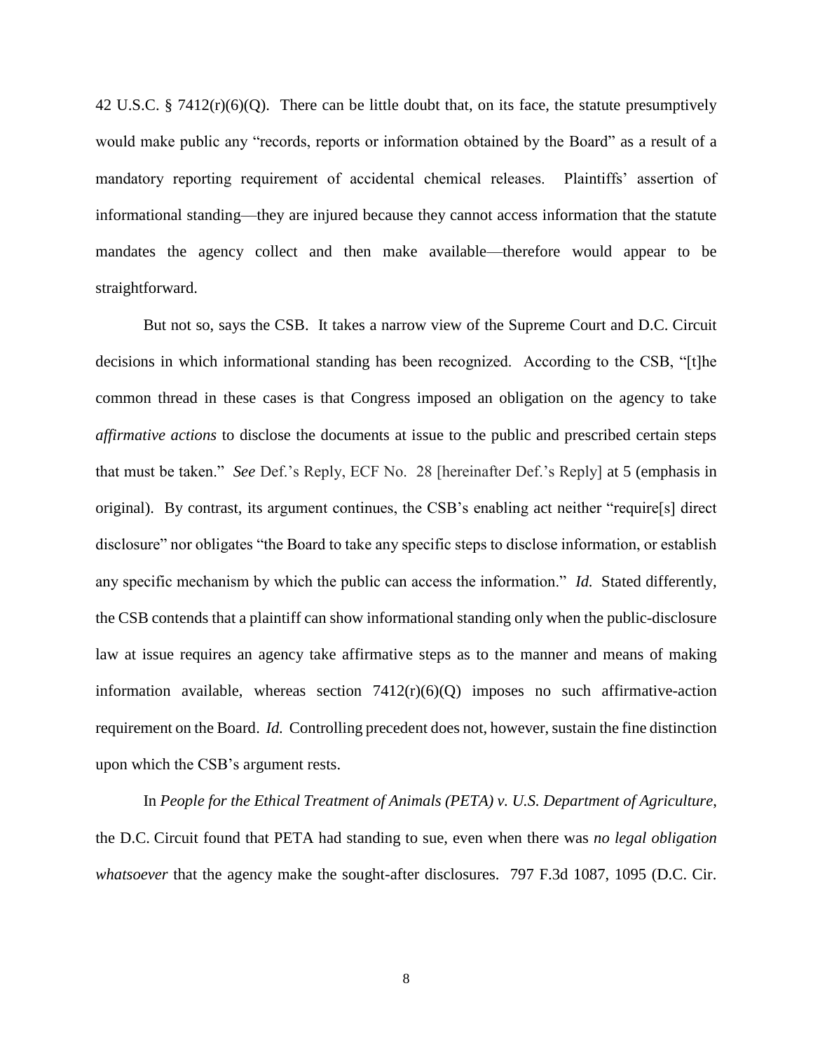42 U.S.C. § 7412(r)(6)(Q). There can be little doubt that, on its face, the statute presumptively would make public any "records, reports or information obtained by the Board" as a result of a mandatory reporting requirement of accidental chemical releases. Plaintiffs' assertion of informational standing—they are injured because they cannot access information that the statute mandates the agency collect and then make available—therefore would appear to be straightforward.

But not so, says the CSB. It takes a narrow view of the Supreme Court and D.C. Circuit decisions in which informational standing has been recognized. According to the CSB, "[t]he common thread in these cases is that Congress imposed an obligation on the agency to take *affirmative actions* to disclose the documents at issue to the public and prescribed certain steps that must be taken." *See* Def.'s Reply, ECF No. 28 [hereinafter Def.'s Reply] at 5 (emphasis in original). By contrast, its argument continues, the CSB's enabling act neither "require[s] direct disclosure" nor obligates "the Board to take any specific steps to disclose information, or establish any specific mechanism by which the public can access the information." *Id.* Stated differently, the CSB contends that a plaintiff can show informational standing only when the public-disclosure law at issue requires an agency take affirmative steps as to the manner and means of making information available, whereas section 7412(r)(6)(Q) imposes no such affirmative-action requirement on the Board. *Id.* Controlling precedent does not, however, sustain the fine distinction upon which the CSB's argument rests.

In *People for the Ethical Treatment of Animals (PETA) v. U.S. Department of Agriculture*, the D.C. Circuit found that PETA had standing to sue, even when there was *no legal obligation whatsoever* that the agency make the sought-after disclosures. 797 F.3d 1087, 1095 (D.C. Cir.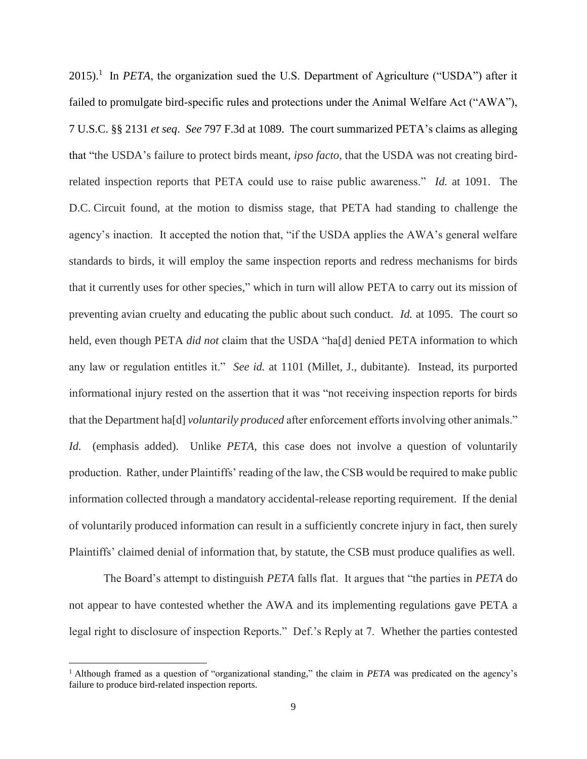2015).[1] In *PETA*, the organization sued the U.S. Department of Agriculture ("USDA") after it failed to promulgate bird-specific rules and protections under the Animal Welfare Act ("AWA"), 7 U.S.C. §§ 2131 *et seq*. *See* 797 F.3d at 1089. The court summarized PETA's claims as alleging that "the USDA's failure to protect birds meant, *ipso facto*, that the USDA was not creating bird-related inspection reports that PETA could use to raise public awareness." *Id.* at 1091. The D.C. Circuit found, at the motion to dismiss stage, that PETA had standing to challenge the agency's inaction. It accepted the notion that, "if the USDA applies the AWA's general welfare standards to birds, it will employ the same inspection reports and redress mechanisms for birds that it currently uses for other species," which in turn will allow PETA to carry out its mission of preventing avian cruelty and educating the public about such conduct. *Id.* at 1095. The court so held, even though PETA *did not* claim that the USDA "ha[d] denied PETA information to which any law or regulation entitles it." *See id.* at 1101 (Millet, J., dubitante). Instead, its purported informational injury rested on the assertion that it was "not receiving inspection reports for birds that the Department ha[d] *voluntarily produced* after enforcement efforts involving other animals." *Id.* (emphasis added). Unlike *PETA*, this case does not involve a question of voluntarily production. Rather, under Plaintiffs' reading of the law, the CSB would be required to make public information collected through a mandatory accidental-release reporting requirement. If the denial of voluntarily produced information can result in a sufficiently concrete injury in fact, then surely Plaintiffs' claimed denial of information that, by statute, the CSB must produce qualifies as well.

The Board's attempt to distinguish *PETA* falls flat. It argues that "the parties in *PETA* do not appear to have contested whether the AWA and its implementing regulations gave PETA a legal right to disclosure of inspection Reports." Def.'s Reply at 7. Whether the parties contested

[1] Although framed as a question of "organizational standing," the claim in *PETA* was predicated on the agency's failure to produce bird-related inspection reports.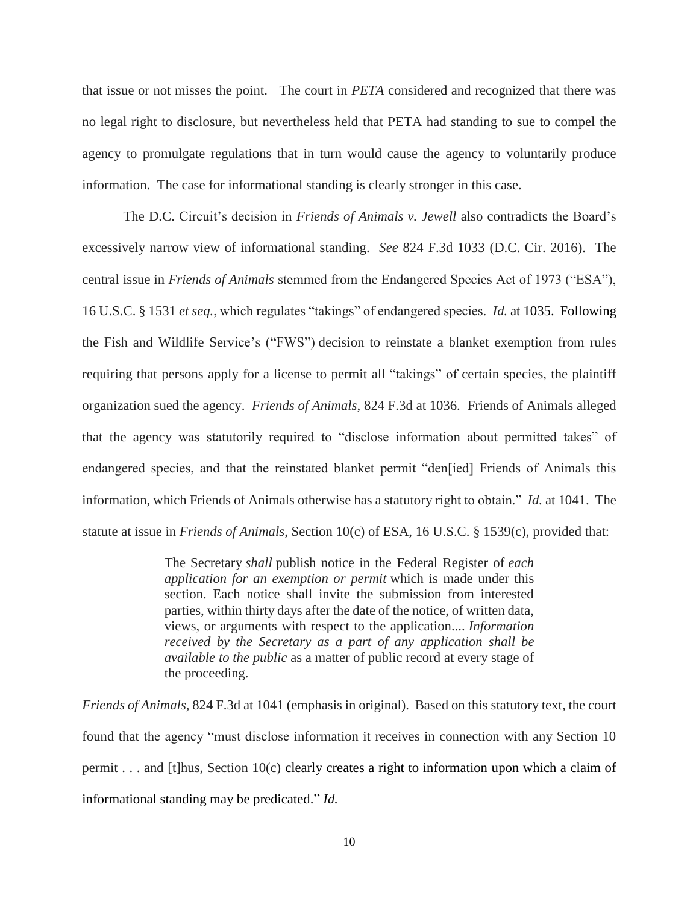that issue or not misses the point. The court in *PETA* considered and recognized that there was no legal right to disclosure, but nevertheless held that PETA had standing to sue to compel the agency to promulgate regulations that in turn would cause the agency to voluntarily produce information. The case for informational standing is clearly stronger in this case.

The D.C. Circuit's decision in *Friends of Animals v. Jewell* also contradicts the Board's excessively narrow view of informational standing. *See* 824 F.3d 1033 (D.C. Cir. 2016). The central issue in *Friends of Animals* stemmed from the Endangered Species Act of 1973 ("ESA"), 16 U.S.C. § 1531 *et seq.*, which regulates "takings" of endangered species. *Id.* at 1035. Following the Fish and Wildlife Service's ("FWS") decision to reinstate a blanket exemption from rules requiring that persons apply for a license to permit all "takings" of certain species, the plaintiff organization sued the agency. *Friends of Animals*, 824 F.3d at 1036. Friends of Animals alleged that the agency was statutorily required to "disclose information about permitted takes" of endangered species, and that the reinstated blanket permit "den[ied] Friends of Animals this information, which Friends of Animals otherwise has a statutory right to obtain." *Id.* at 1041. The statute at issue in *Friends of Animals*, Section 10(c) of ESA, 16 U.S.C. § 1539(c), provided that:

> The Secretary *shall* publish notice in the Federal Register of *each application for an exemption or permit* which is made under this section. Each notice shall invite the submission from interested parties, within thirty days after the date of the notice, of written data, views, or arguments with respect to the application.... *Information received by the Secretary as a part of any application shall be available to the public* as a matter of public record at every stage of the proceeding.

*Friends of Animals*, 824 F.3d at 1041 (emphasis in original). Based on this statutory text, the court found that the agency "must disclose information it receives in connection with any Section 10 permit . . . and [t]hus, Section 10(c) clearly creates a right to information upon which a claim of informational standing may be predicated." *Id.*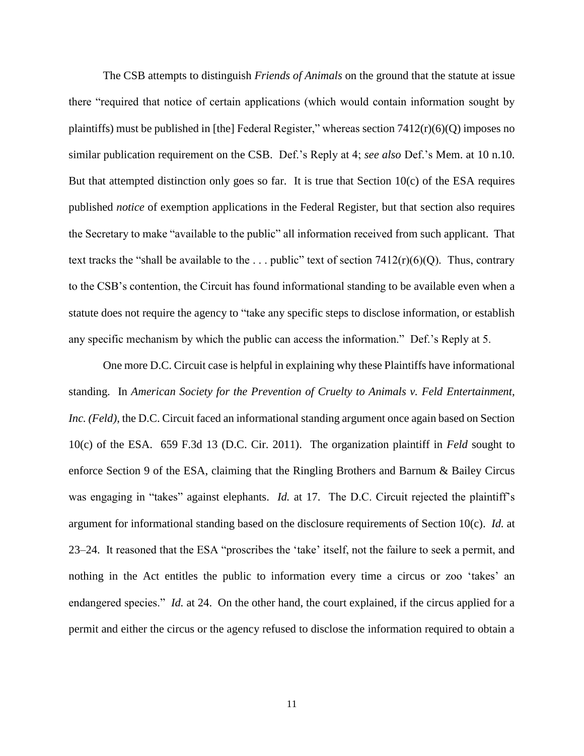The CSB attempts to distinguish *Friends of Animals* on the ground that the statute at issue there "required that notice of certain applications (which would contain information sought by plaintiffs) must be published in [the] Federal Register," whereas section 7412(r)(6)(Q) imposes no similar publication requirement on the CSB. Def.'s Reply at 4; *see also* Def.'s Mem. at 10 n.10. But that attempted distinction only goes so far. It is true that Section 10(c) of the ESA requires published *notice* of exemption applications in the Federal Register, but that section also requires the Secretary to make "available to the public" all information received from such applicant. That text tracks the "shall be available to the . . . public" text of section 7412(r)(6)(Q). Thus, contrary to the CSB's contention, the Circuit has found informational standing to be available even when a statute does not require the agency to "take any specific steps to disclose information, or establish any specific mechanism by which the public can access the information." Def.'s Reply at 5.

One more D.C. Circuit case is helpful in explaining why these Plaintiffs have informational standing. In *American Society for the Prevention of Cruelty to Animals v. Feld Entertainment, Inc. (Feld)*, the D.C. Circuit faced an informational standing argument once again based on Section 10(c) of the ESA. 659 F.3d 13 (D.C. Cir. 2011). The organization plaintiff in *Feld* sought to enforce Section 9 of the ESA, claiming that the Ringling Brothers and Barnum & Bailey Circus was engaging in "takes" against elephants. *Id.* at 17. The D.C. Circuit rejected the plaintiff's argument for informational standing based on the disclosure requirements of Section 10(c). *Id.* at 23–24. It reasoned that the ESA "proscribes the 'take' itself, not the failure to seek a permit, and nothing in the Act entitles the public to information every time a circus or zoo 'takes' an endangered species." *Id.* at 24. On the other hand, the court explained, if the circus applied for a permit and either the circus or the agency refused to disclose the information required to obtain a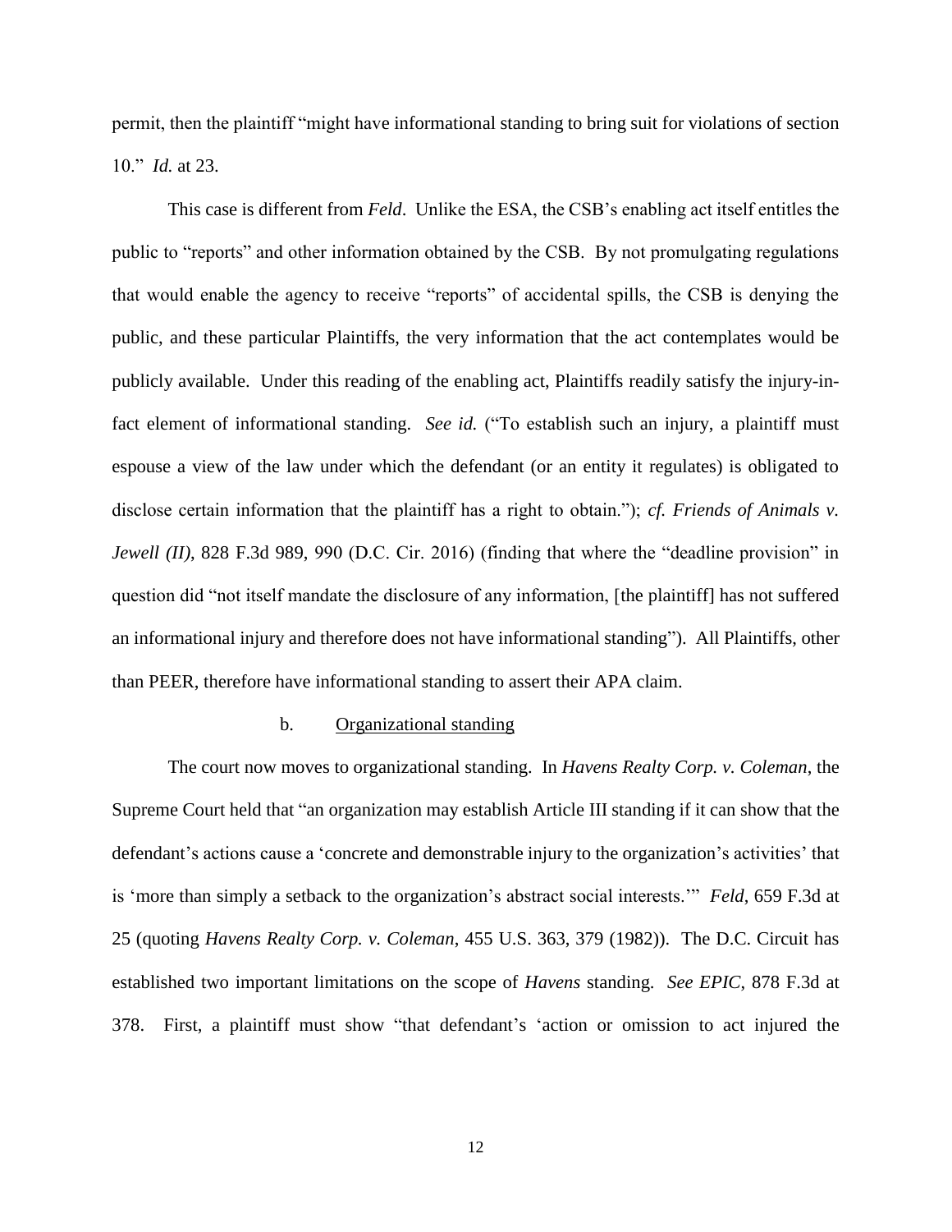permit, then the plaintiff "might have informational standing to bring suit for violations of section 10." *Id.* at 23.

This case is different from *Feld*. Unlike the ESA, the CSB's enabling act itself entitles the public to "reports" and other information obtained by the CSB. By not promulgating regulations that would enable the agency to receive "reports" of accidental spills, the CSB is denying the public, and these particular Plaintiffs, the very information that the act contemplates would be publicly available. Under this reading of the enabling act, Plaintiffs readily satisfy the injury-in-fact element of informational standing. *See id.* ("To establish such an injury, a plaintiff must espouse a view of the law under which the defendant (or an entity it regulates) is obligated to disclose certain information that the plaintiff has a right to obtain."); *cf. Friends of Animals v. Jewell (II)*, 828 F.3d 989, 990 (D.C. Cir. 2016) (finding that where the "deadline provision" in question did "not itself mandate the disclosure of any information, [the plaintiff] has not suffered an informational injury and therefore does not have informational standing"). All Plaintiffs, other than PEER, therefore have informational standing to assert their APA claim.

b. <u>Organizational standing</u>

The court now moves to organizational standing. In *Havens Realty Corp. v. Coleman*, the Supreme Court held that "an organization may establish Article III standing if it can show that the defendant's actions cause a 'concrete and demonstrable injury to the organization's activities' that is 'more than simply a setback to the organization's abstract social interests.'" *Feld*, 659 F.3d at 25 (quoting *Havens Realty Corp. v. Coleman*, 455 U.S. 363, 379 (1982)). The D.C. Circuit has established two important limitations on the scope of *Havens* standing. *See EPIC*, 878 F.3d at 378. First, a plaintiff must show "that defendant's 'action or omission to act injured the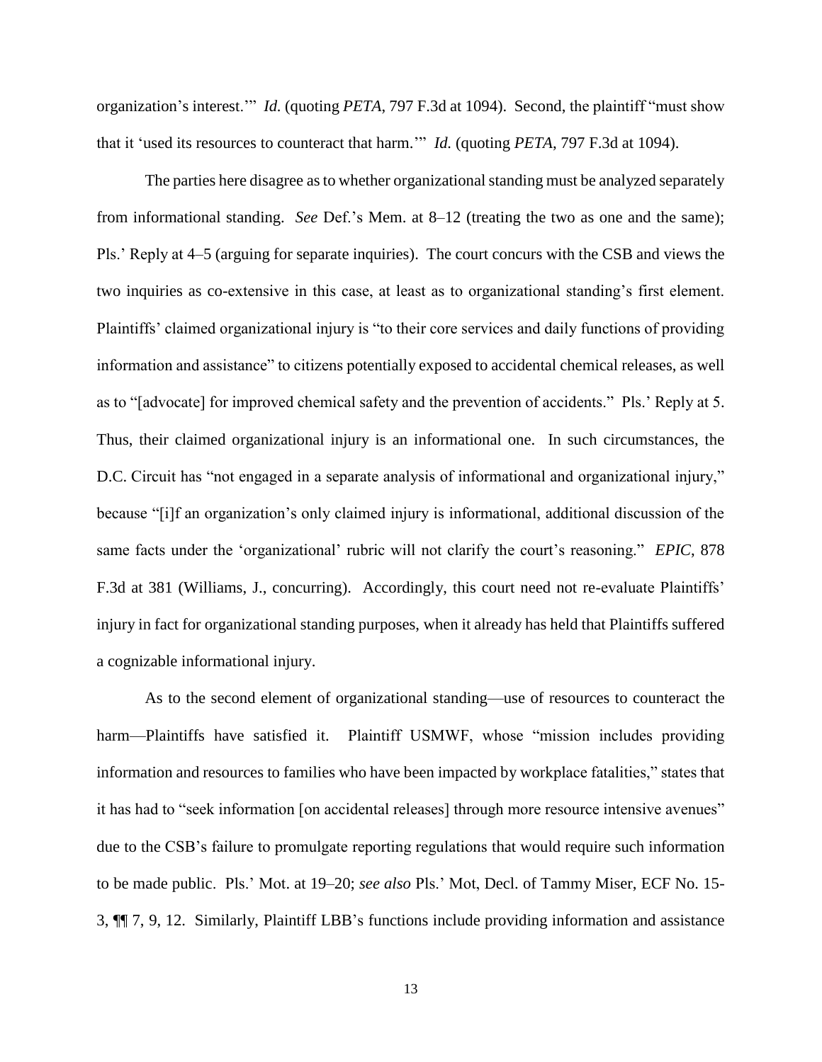organization's interest.'" *Id.* (quoting *PETA*, 797 F.3d at 1094). Second, the plaintiff "must show that it 'used its resources to counteract that harm.'" *Id.* (quoting *PETA*, 797 F.3d at 1094).

The parties here disagree as to whether organizational standing must be analyzed separately from informational standing. *See* Def.'s Mem. at 8–12 (treating the two as one and the same); Pls.' Reply at 4–5 (arguing for separate inquiries). The court concurs with the CSB and views the two inquiries as co-extensive in this case, at least as to organizational standing's first element. Plaintiffs' claimed organizational injury is "to their core services and daily functions of providing information and assistance" to citizens potentially exposed to accidental chemical releases, as well as to "[advocate] for improved chemical safety and the prevention of accidents." Pls.' Reply at 5. Thus, their claimed organizational injury is an informational one. In such circumstances, the D.C. Circuit has "not engaged in a separate analysis of informational and organizational injury," because "[i]f an organization's only claimed injury is informational, additional discussion of the same facts under the 'organizational' rubric will not clarify the court's reasoning." *EPIC*, 878 F.3d at 381 (Williams, J., concurring). Accordingly, this court need not re-evaluate Plaintiffs' injury in fact for organizational standing purposes, when it already has held that Plaintiffs suffered a cognizable informational injury.

As to the second element of organizational standing—use of resources to counteract the harm—Plaintiffs have satisfied it. Plaintiff USMWF, whose "mission includes providing information and resources to families who have been impacted by workplace fatalities," states that it has had to "seek information [on accidental releases] through more resource intensive avenues" due to the CSB's failure to promulgate reporting regulations that would require such information to be made public. Pls.' Mot. at 19–20; *see also* Pls.' Mot, Decl. of Tammy Miser, ECF No. 15-3, ¶¶ 7, 9, 12. Similarly, Plaintiff LBB's functions include providing information and assistance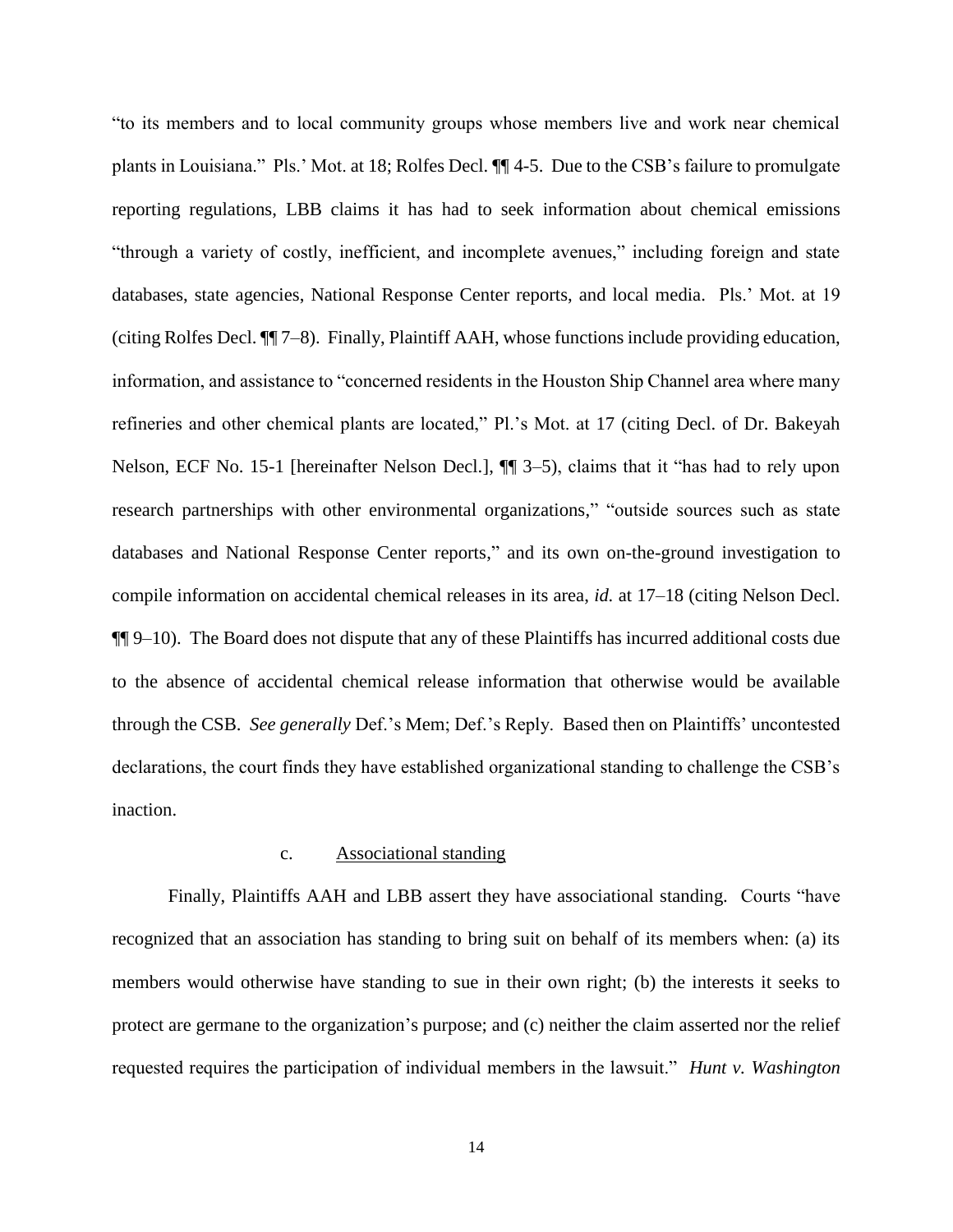"to its members and to local community groups whose members live and work near chemical plants in Louisiana." Pls.' Mot. at 18; Rolfes Decl. ¶¶ 4-5. Due to the CSB's failure to promulgate reporting regulations, LBB claims it has had to seek information about chemical emissions "through a variety of costly, inefficient, and incomplete avenues," including foreign and state databases, state agencies, National Response Center reports, and local media. Pls.' Mot. at 19 (citing Rolfes Decl. ¶¶ 7–8). Finally, Plaintiff AAH, whose functions include providing education, information, and assistance to "concerned residents in the Houston Ship Channel area where many refineries and other chemical plants are located," Pl.'s Mot. at 17 (citing Decl. of Dr. Bakeyah Nelson, ECF No. 15-1 [hereinafter Nelson Decl.], ¶¶ 3–5), claims that it "has had to rely upon research partnerships with other environmental organizations," "outside sources such as state databases and National Response Center reports," and its own on-the-ground investigation to compile information on accidental chemical releases in its area, *id.* at 17–18 (citing Nelson Decl. ¶¶ 9–10). The Board does not dispute that any of these Plaintiffs has incurred additional costs due to the absence of accidental chemical release information that otherwise would be available through the CSB. *See generally* Def.'s Mem; Def.'s Reply. Based then on Plaintiffs' uncontested declarations, the court finds they have established organizational standing to challenge the CSB's inaction.

c. Associational standing

Finally, Plaintiffs AAH and LBB assert they have associational standing. Courts "have recognized that an association has standing to bring suit on behalf of its members when: (a) its members would otherwise have standing to sue in their own right; (b) the interests it seeks to protect are germane to the organization's purpose; and (c) neither the claim asserted nor the relief requested requires the participation of individual members in the lawsuit." *Hunt v. Washington*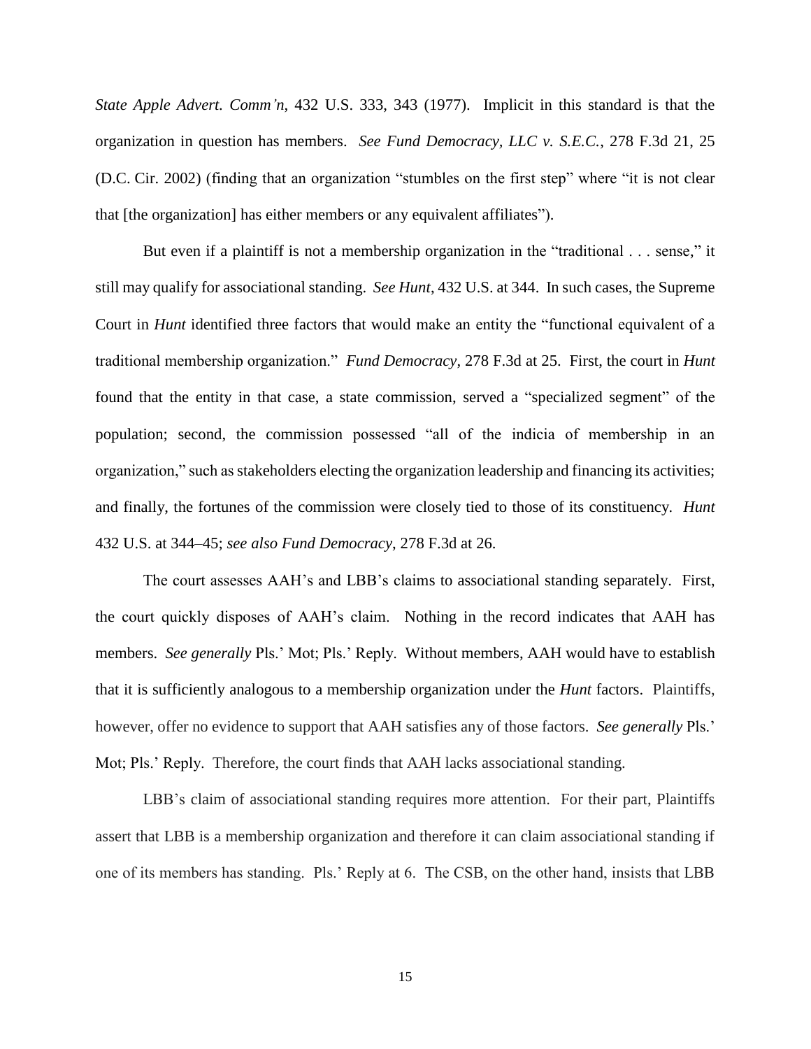*State Apple Advert. Comm'n*, 432 U.S. 333, 343 (1977). Implicit in this standard is that the organization in question has members. *See Fund Democracy, LLC v. S.E.C.*, 278 F.3d 21, 25 (D.C. Cir. 2002) (finding that an organization "stumbles on the first step" where "it is not clear that [the organization] has either members or any equivalent affiliates").

But even if a plaintiff is not a membership organization in the "traditional . . . sense," it still may qualify for associational standing. *See Hunt*, 432 U.S. at 344. In such cases, the Supreme Court in *Hunt* identified three factors that would make an entity the "functional equivalent of a traditional membership organization." *Fund Democracy*, 278 F.3d at 25. First, the court in *Hunt* found that the entity in that case, a state commission, served a "specialized segment" of the population; second, the commission possessed "all of the indicia of membership in an organization," such as stakeholders electing the organization leadership and financing its activities; and finally, the fortunes of the commission were closely tied to those of its constituency. *Hunt* 432 U.S. at 344–45; *see also Fund Democracy*, 278 F.3d at 26.

The court assesses AAH's and LBB's claims to associational standing separately. First, the court quickly disposes of AAH's claim. Nothing in the record indicates that AAH has members. *See generally* Pls.' Mot; Pls.' Reply. Without members, AAH would have to establish that it is sufficiently analogous to a membership organization under the *Hunt* factors. Plaintiffs, however, offer no evidence to support that AAH satisfies any of those factors. *See generally* Pls.' Mot; Pls.' Reply. Therefore, the court finds that AAH lacks associational standing.

LBB's claim of associational standing requires more attention. For their part, Plaintiffs assert that LBB is a membership organization and therefore it can claim associational standing if one of its members has standing. Pls.' Reply at 6. The CSB, on the other hand, insists that LBB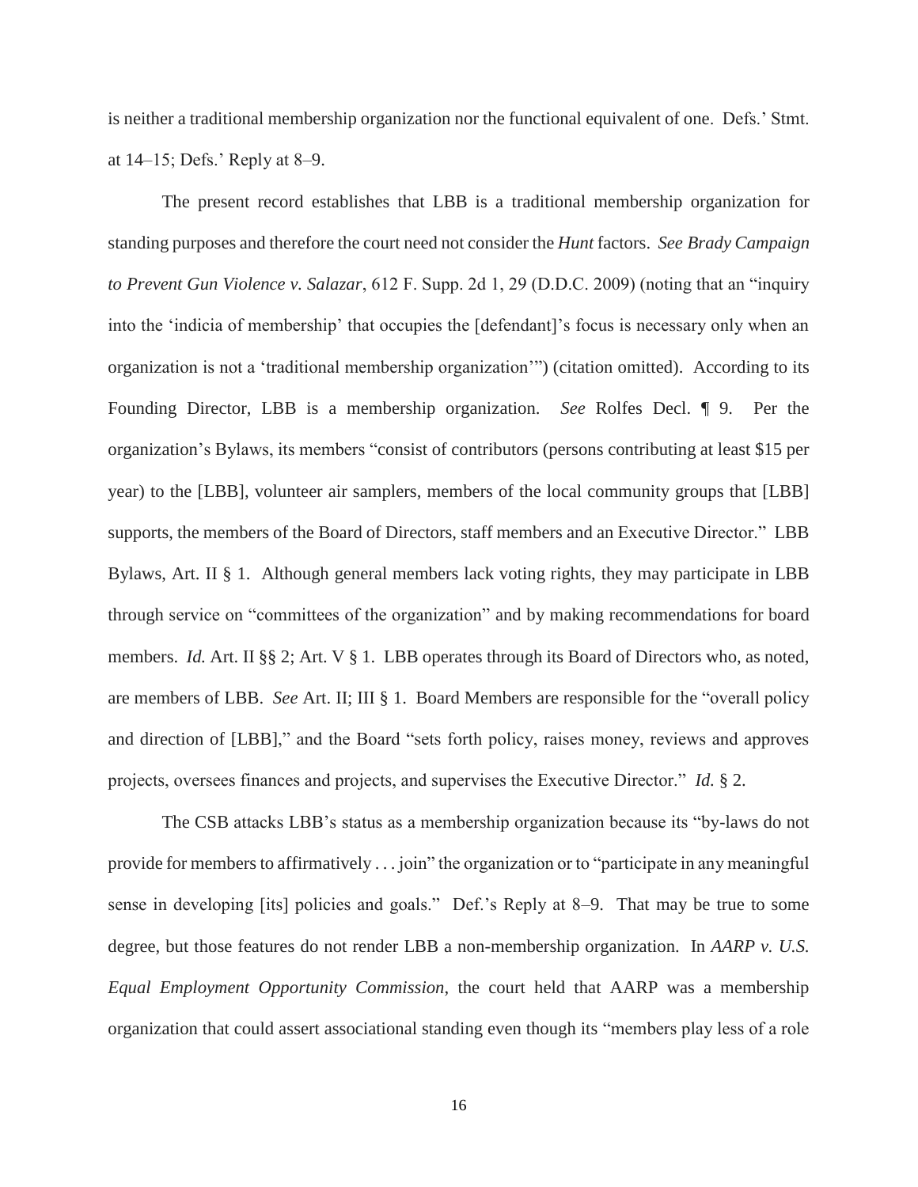is neither a traditional membership organization nor the functional equivalent of one. Defs.' Stmt. at 14–15; Defs.' Reply at 8–9.

The present record establishes that LBB is a traditional membership organization for standing purposes and therefore the court need not consider the *Hunt* factors. *See Brady Campaign to Prevent Gun Violence v. Salazar*, 612 F. Supp. 2d 1, 29 (D.D.C. 2009) (noting that an "inquiry into the 'indicia of membership' that occupies the [defendant]'s focus is necessary only when an organization is not a 'traditional membership organization'") (citation omitted). According to its Founding Director, LBB is a membership organization. *See* Rolfes Decl. ¶ 9. Per the organization's Bylaws, its members "consist of contributors (persons contributing at least $15 per year) to the [LBB], volunteer air samplers, members of the local community groups that [LBB] supports, the members of the Board of Directors, staff members and an Executive Director." LBB Bylaws, Art. II § 1. Although general members lack voting rights, they may participate in LBB through service on "committees of the organization" and by making recommendations for board members. *Id.* Art. II §§ 2; Art. V § 1. LBB operates through its Board of Directors who, as noted, are members of LBB. *See* Art. II; III § 1. Board Members are responsible for the "overall policy and direction of [LBB]," and the Board "sets forth policy, raises money, reviews and approves projects, oversees finances and projects, and supervises the Executive Director." *Id.* § 2.

The CSB attacks LBB's status as a membership organization because its "by-laws do not provide for members to affirmatively . . . join" the organization or to "participate in any meaningful sense in developing [its] policies and goals." Def.'s Reply at 8–9. That may be true to some degree, but those features do not render LBB a non-membership organization. In *AARP v. U.S. Equal Employment Opportunity Commission*, the court held that AARP was a membership organization that could assert associational standing even though its "members play less of a role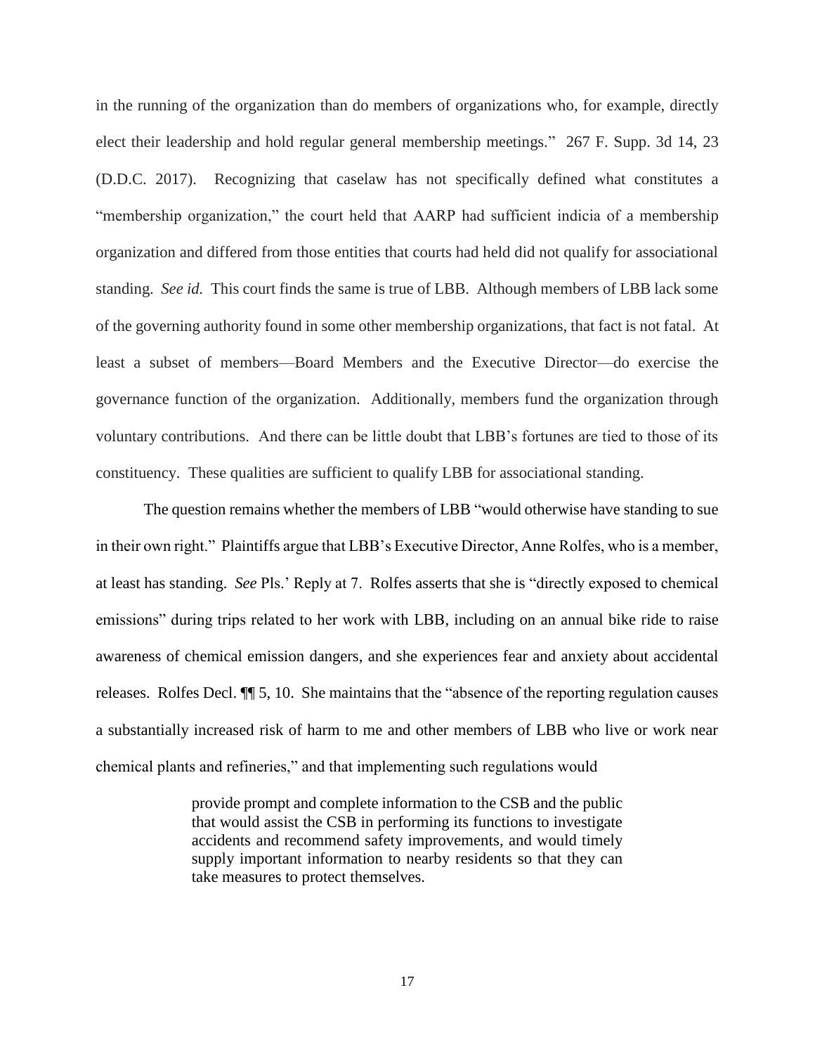in the running of the organization than do members of organizations who, for example, directly elect their leadership and hold regular general membership meetings." 267 F. Supp. 3d 14, 23 (D.D.C. 2017). Recognizing that caselaw has not specifically defined what constitutes a "membership organization," the court held that AARP had sufficient indicia of a membership organization and differed from those entities that courts had held did not qualify for associational standing. *See id.* This court finds the same is true of LBB. Although members of LBB lack some of the governing authority found in some other membership organizations, that fact is not fatal. At least a subset of members—Board Members and the Executive Director—do exercise the governance function of the organization. Additionally, members fund the organization through voluntary contributions. And there can be little doubt that LBB's fortunes are tied to those of its constituency. These qualities are sufficient to qualify LBB for associational standing.

The question remains whether the members of LBB "would otherwise have standing to sue in their own right." Plaintiffs argue that LBB's Executive Director, Anne Rolfes, who is a member, at least has standing. *See* Pls.' Reply at 7. Rolfes asserts that she is "directly exposed to chemical emissions" during trips related to her work with LBB, including on an annual bike ride to raise awareness of chemical emission dangers, and she experiences fear and anxiety about accidental releases. Rolfes Decl. ¶¶ 5, 10. She maintains that the "absence of the reporting regulation causes a substantially increased risk of harm to me and other members of LBB who live or work near chemical plants and refineries," and that implementing such regulations would

> provide prompt and complete information to the CSB and the public that would assist the CSB in performing its functions to investigate accidents and recommend safety improvements, and would timely supply important information to nearby residents so that they can take measures to protect themselves.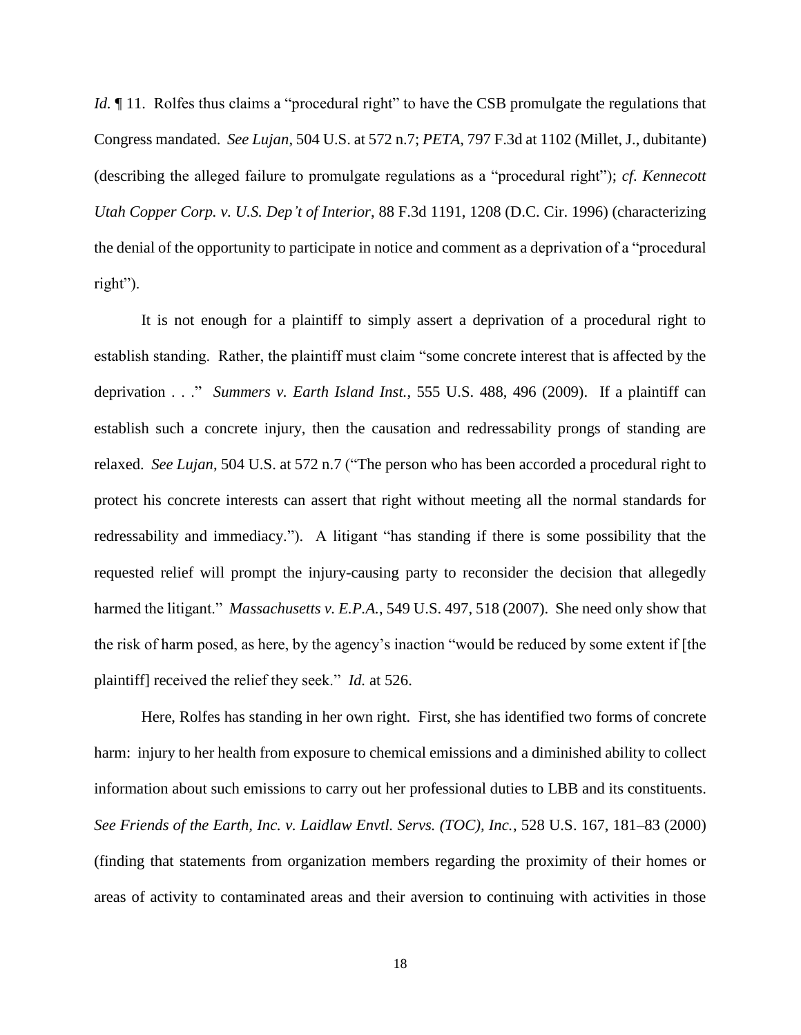*Id.* ¶ 11. Rolfes thus claims a "procedural right" to have the CSB promulgate the regulations that Congress mandated. *See Lujan*, 504 U.S. at 572 n.7; *PETA*, 797 F.3d at 1102 (Millet, J., dubitante) (describing the alleged failure to promulgate regulations as a "procedural right"); *cf. Kennecott Utah Copper Corp. v. U.S. Dep't of Interior*, 88 F.3d 1191, 1208 (D.C. Cir. 1996) (characterizing the denial of the opportunity to participate in notice and comment as a deprivation of a "procedural right").

It is not enough for a plaintiff to simply assert a deprivation of a procedural right to establish standing. Rather, the plaintiff must claim "some concrete interest that is affected by the deprivation . . ." *Summers v. Earth Island Inst.*, 555 U.S. 488, 496 (2009). If a plaintiff can establish such a concrete injury, then the causation and redressability prongs of standing are relaxed. *See Lujan*, 504 U.S. at 572 n.7 ("The person who has been accorded a procedural right to protect his concrete interests can assert that right without meeting all the normal standards for redressability and immediacy."). A litigant "has standing if there is some possibility that the requested relief will prompt the injury-causing party to reconsider the decision that allegedly harmed the litigant." *Massachusetts v. E.P.A.*, 549 U.S. 497, 518 (2007). She need only show that the risk of harm posed, as here, by the agency's inaction "would be reduced by some extent if [the plaintiff] received the relief they seek." *Id.* at 526.

Here, Rolfes has standing in her own right. First, she has identified two forms of concrete harm: injury to her health from exposure to chemical emissions and a diminished ability to collect information about such emissions to carry out her professional duties to LBB and its constituents. *See Friends of the Earth, Inc. v. Laidlaw Envtl. Servs. (TOC), Inc.*, 528 U.S. 167, 181–83 (2000) (finding that statements from organization members regarding the proximity of their homes or areas of activity to contaminated areas and their aversion to continuing with activities in those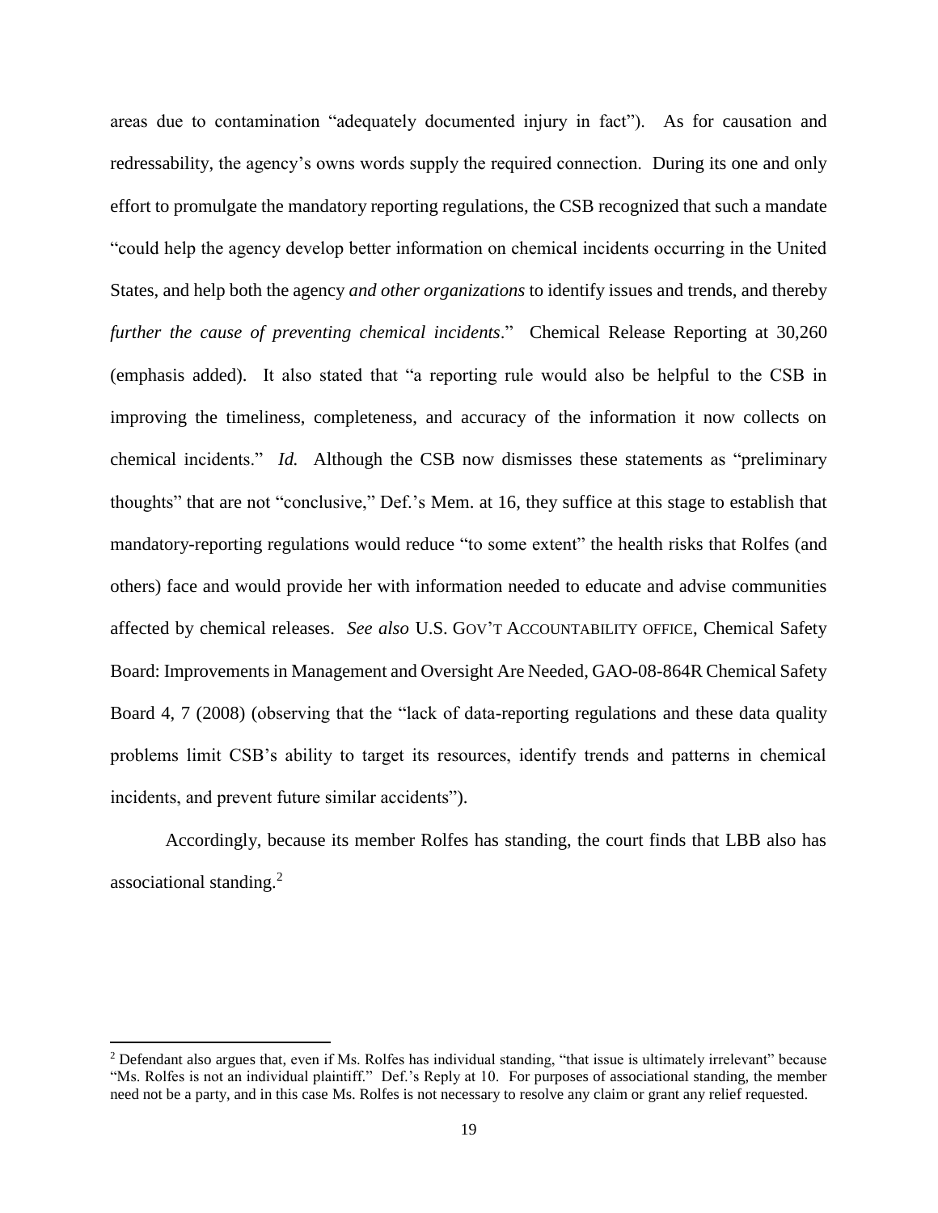areas due to contamination "adequately documented injury in fact"). As for causation and redressability, the agency's owns words supply the required connection. During its one and only effort to promulgate the mandatory reporting regulations, the CSB recognized that such a mandate "could help the agency develop better information on chemical incidents occurring in the United States, and help both the agency *and other organizations* to identify issues and trends, and thereby *further the cause of preventing chemical incidents*." Chemical Release Reporting at 30,260 (emphasis added). It also stated that "a reporting rule would also be helpful to the CSB in improving the timeliness, completeness, and accuracy of the information it now collects on chemical incidents." *Id.* Although the CSB now dismisses these statements as "preliminary thoughts" that are not "conclusive," Def.'s Mem. at 16, they suffice at this stage to establish that mandatory-reporting regulations would reduce "to some extent" the health risks that Rolfes (and others) face and would provide her with information needed to educate and advise communities affected by chemical releases. *See also* U.S. GOV'T ACCOUNTABILITY OFFICE, Chemical Safety Board: Improvements in Management and Oversight Are Needed, GAO-08-864R Chemical Safety Board 4, 7 (2008) (observing that the "lack of data-reporting regulations and these data quality problems limit CSB's ability to target its resources, identify trends and patterns in chemical incidents, and prevent future similar accidents").

Accordingly, because its member Rolfes has standing, the court finds that LBB also has associational standing.[2]

---

[2] Defendant also argues that, even if Ms. Rolfes has individual standing, "that issue is ultimately irrelevant" because "Ms. Rolfes is not an individual plaintiff." Def.'s Reply at 10. For purposes of associational standing, the member need not be a party, and in this case Ms. Rolfes is not necessary to resolve any claim or grant any relief requested.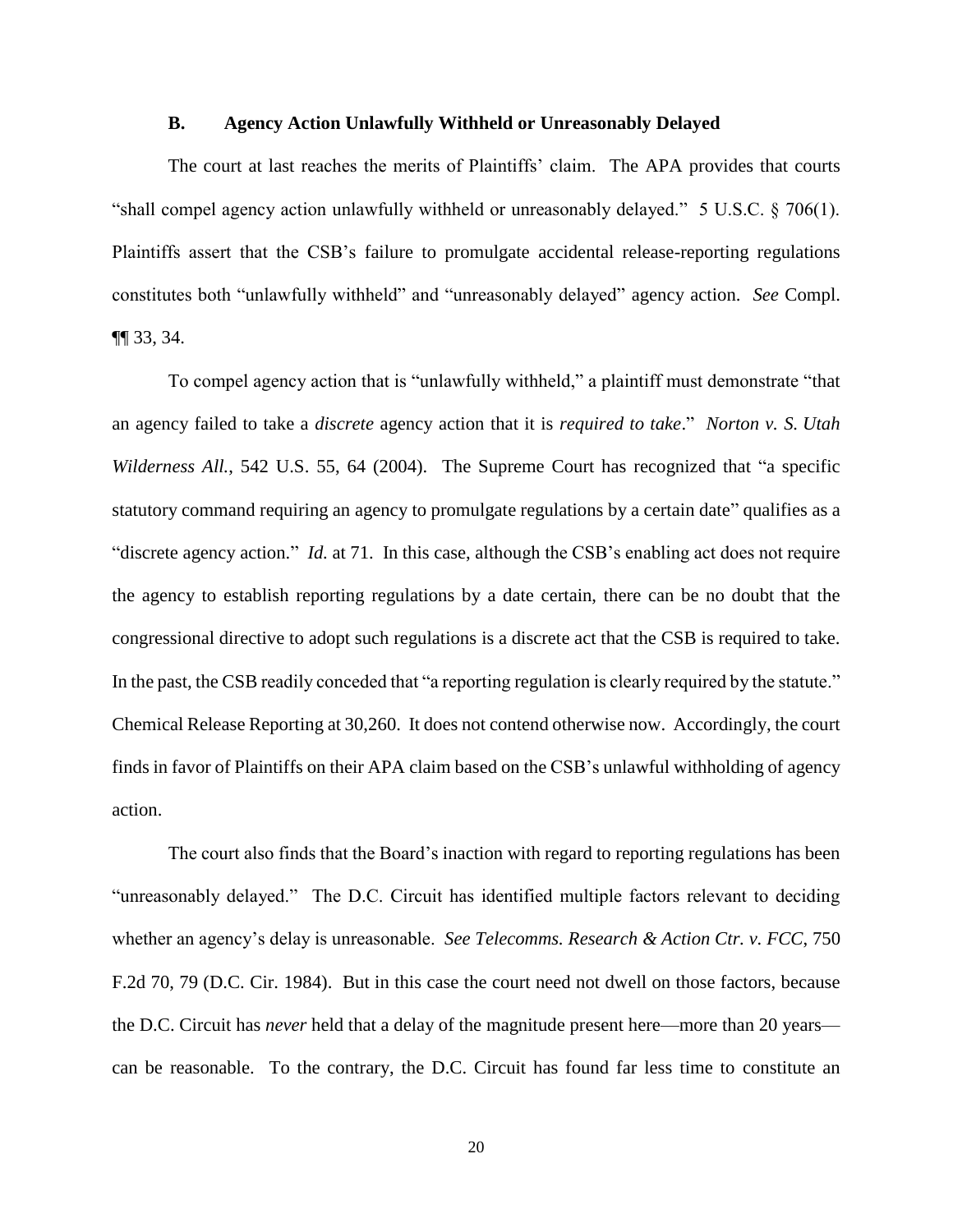### B. Agency Action Unlawfully Withheld or Unreasonably Delayed

The court at last reaches the merits of Plaintiffs' claim. The APA provides that courts "shall compel agency action unlawfully withheld or unreasonably delayed." 5 U.S.C. § 706(1). Plaintiffs assert that the CSB's failure to promulgate accidental release-reporting regulations constitutes both "unlawfully withheld" and "unreasonably delayed" agency action. *See* Compl. ¶¶ 33, 34.

To compel agency action that is "unlawfully withheld," a plaintiff must demonstrate "that an agency failed to take a *discrete* agency action that it is *required to take*." *Norton v. S. Utah Wilderness All.*, 542 U.S. 55, 64 (2004). The Supreme Court has recognized that "a specific statutory command requiring an agency to promulgate regulations by a certain date" qualifies as a "discrete agency action." *Id.* at 71. In this case, although the CSB's enabling act does not require the agency to establish reporting regulations by a date certain, there can be no doubt that the congressional directive to adopt such regulations is a discrete act that the CSB is required to take. In the past, the CSB readily conceded that "a reporting regulation is clearly required by the statute." Chemical Release Reporting at 30,260. It does not contend otherwise now. Accordingly, the court finds in favor of Plaintiffs on their APA claim based on the CSB's unlawful withholding of agency action.

The court also finds that the Board's inaction with regard to reporting regulations has been "unreasonably delayed." The D.C. Circuit has identified multiple factors relevant to deciding whether an agency's delay is unreasonable. *See Telecomms. Research & Action Ctr. v. FCC*, 750 F.2d 70, 79 (D.C. Cir. 1984). But in this case the court need not dwell on those factors, because the D.C. Circuit has *never* held that a delay of the magnitude present here—more than 20 years—can be reasonable. To the contrary, the D.C. Circuit has found far less time to constitute an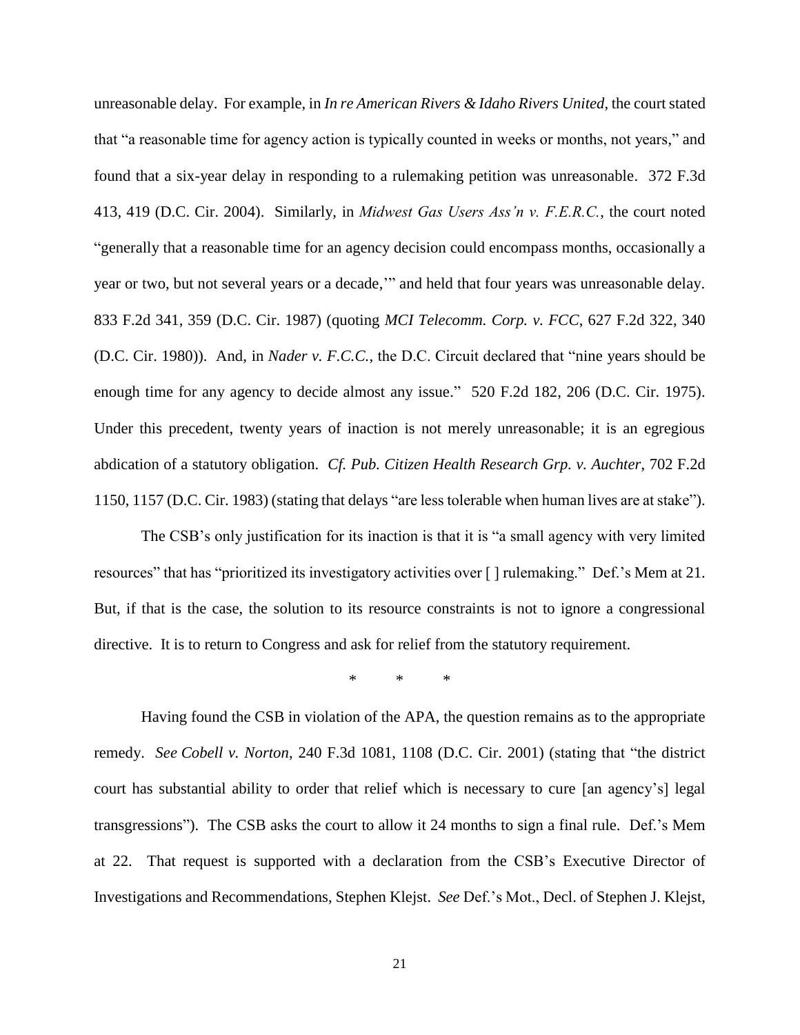unreasonable delay. For example, in *In re American Rivers & Idaho Rivers United*, the court stated that "a reasonable time for agency action is typically counted in weeks or months, not years," and found that a six-year delay in responding to a rulemaking petition was unreasonable. 372 F.3d 413, 419 (D.C. Cir. 2004). Similarly, in *Midwest Gas Users Ass'n v. F.E.R.C.*, the court noted "generally that a reasonable time for an agency decision could encompass months, occasionally a year or two, but not several years or a decade,'" and held that four years was unreasonable delay. 833 F.2d 341, 359 (D.C. Cir. 1987) (quoting *MCI Telecomm. Corp. v. FCC*, 627 F.2d 322, 340 (D.C. Cir. 1980)). And, in *Nader v. F.C.C.*, the D.C. Circuit declared that "nine years should be enough time for any agency to decide almost any issue." 520 F.2d 182, 206 (D.C. Cir. 1975). Under this precedent, twenty years of inaction is not merely unreasonable; it is an egregious abdication of a statutory obligation. *Cf. Pub. Citizen Health Research Grp. v. Auchter*, 702 F.2d 1150, 1157 (D.C. Cir. 1983) (stating that delays "are less tolerable when human lives are at stake").

The CSB's only justification for its inaction is that it is "a small agency with very limited resources" that has "prioritized its investigatory activities over [ ] rulemaking." Def.'s Mem at 21. But, if that is the case, the solution to its resource constraints is not to ignore a congressional directive. It is to return to Congress and ask for relief from the statutory requirement.

\*       \*       \*

Having found the CSB in violation of the APA, the question remains as to the appropriate remedy. *See Cobell v. Norton*, 240 F.3d 1081, 1108 (D.C. Cir. 2001) (stating that "the district court has substantial ability to order that relief which is necessary to cure [an agency's] legal transgressions"). The CSB asks the court to allow it 24 months to sign a final rule. Def.'s Mem at 22. That request is supported with a declaration from the CSB's Executive Director of Investigations and Recommendations, Stephen Klejst. *See* Def.'s Mot., Decl. of Stephen J. Klejst,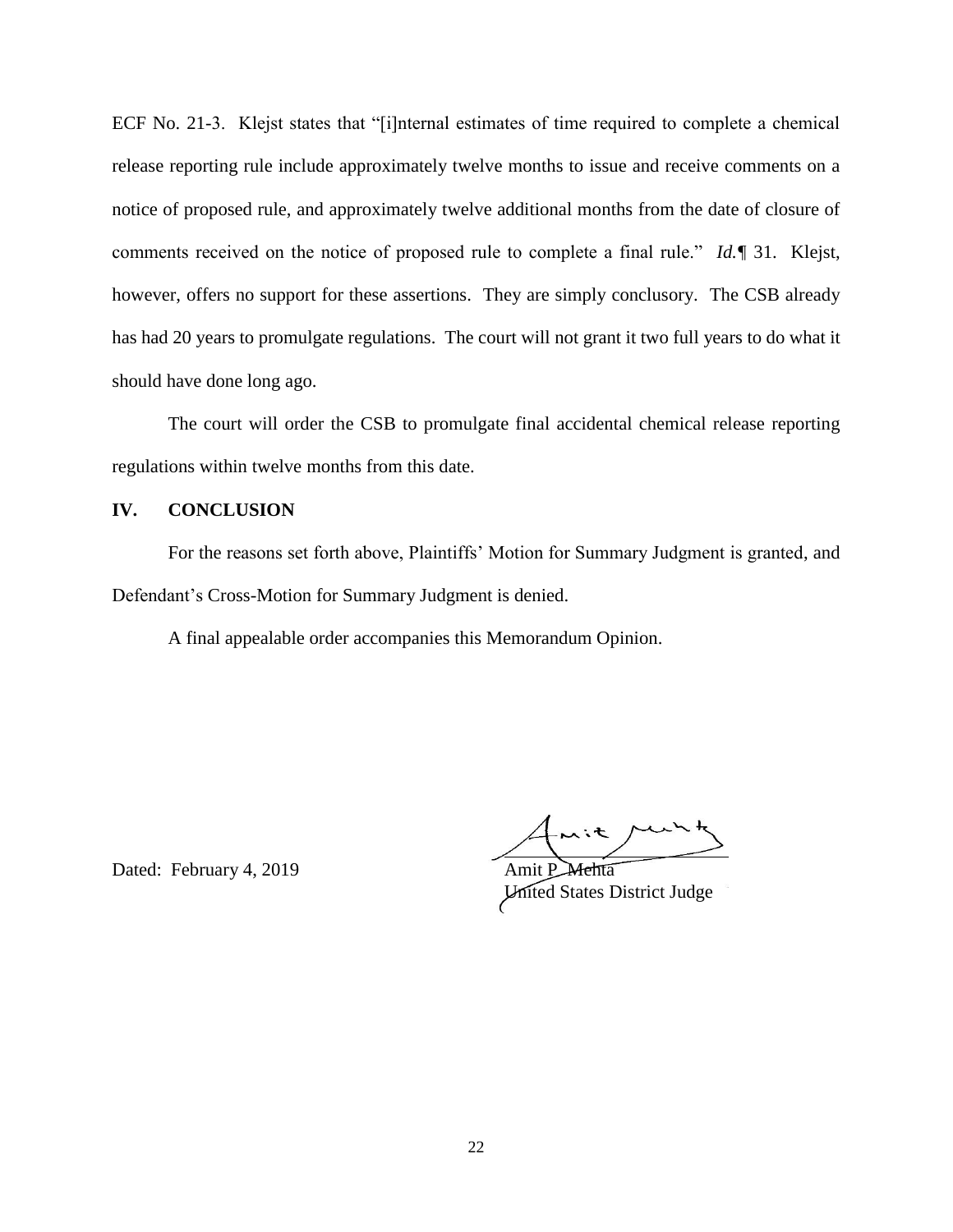ECF No. 21-3. Klejst states that "[i]nternal estimates of time required to complete a chemical release reporting rule include approximately twelve months to issue and receive comments on a notice of proposed rule, and approximately twelve additional months from the date of closure of comments received on the notice of proposed rule to complete a final rule." *Id.*¶ 31. Klejst, however, offers no support for these assertions. They are simply conclusory. The CSB already has had 20 years to promulgate regulations. The court will not grant it two full years to do what it should have done long ago.

The court will order the CSB to promulgate final accidental chemical release reporting regulations within twelve months from this date.

## IV. CONCLUSION

For the reasons set forth above, Plaintiffs' Motion for Summary Judgment is granted, and Defendant's Cross-Motion for Summary Judgment is denied.

A final appealable order accompanies this Memorandum Opinion.

Dated: February 4, 2019

Amit P. Mehta
United States District Judge